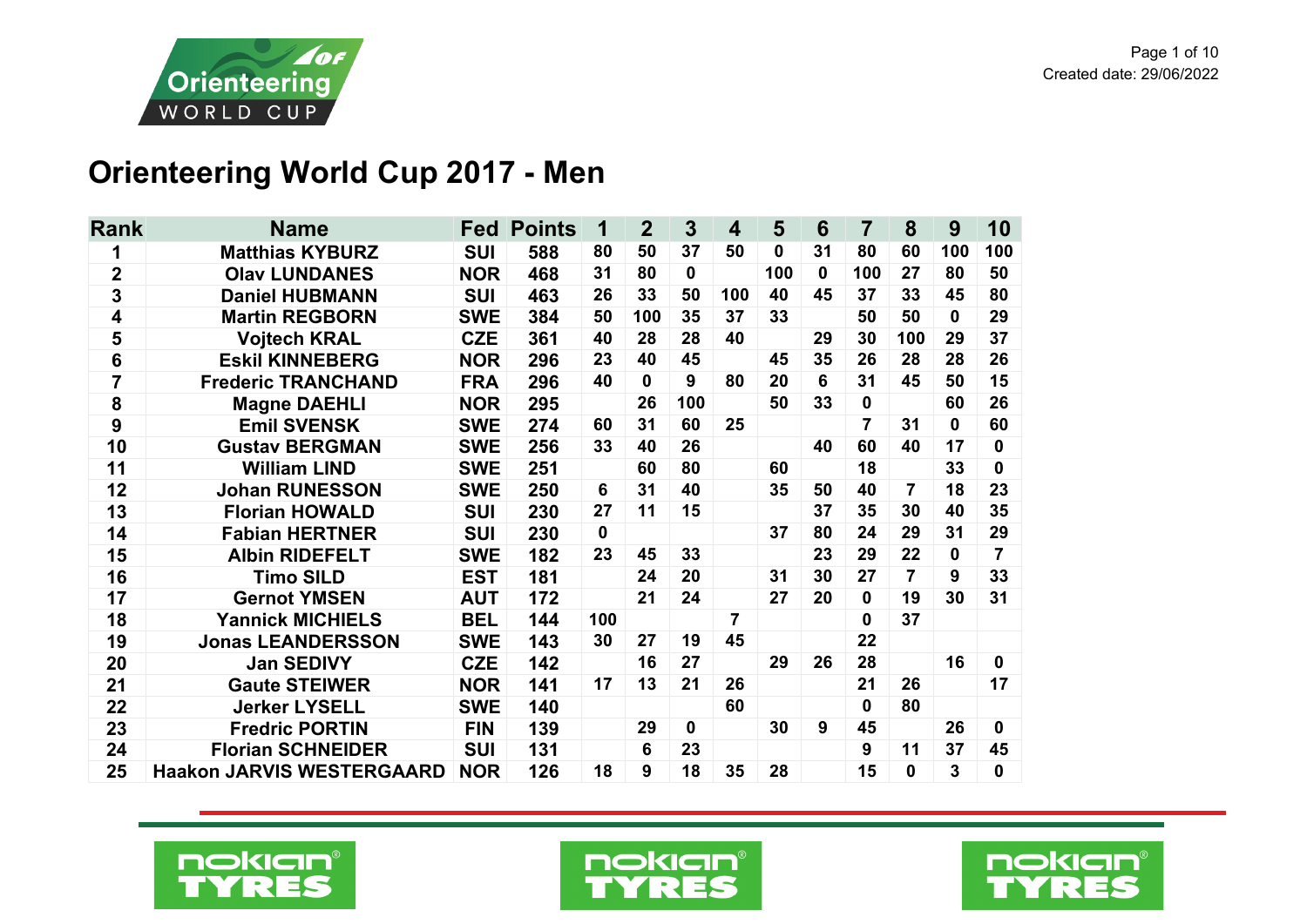# Orienteering World Cup 2017 - Men

| Rank | Name | Fed | Points | 1 | 2 | 3 | 4 | 5 | 6 | 7 | 8 | 9 | 10 |
|---|---|---|---|---|---|---|---|---|---|---|---|---|---|
| 1 | Matthias KYBURZ | SUI | 588 | 80 | 50 | 37 | 50 | 0 | 31 | 80 | 60 | 100 | 100 |
| 2 | Olav LUNDANES | NOR | 468 | 31 | 80 | 0 | | 100 | 0 | 100 | 27 | 80 | 50 |
| 3 | Daniel HUBMANN | SUI | 463 | 26 | 33 | 50 | 100 | 40 | 45 | 37 | 33 | 45 | 80 |
| 4 | Martin REGBORN | SWE | 384 | 50 | 100 | 35 | 37 | 33 | | 50 | 50 | 0 | 29 |
| 5 | Vojtech KRAL | CZE | 361 | 40 | 28 | 28 | 40 | | 29 | 30 | 100 | 29 | 37 |
| 6 | Eskil KINNEBERG | NOR | 296 | 23 | 40 | 45 | | 45 | 35 | 26 | 28 | 28 | 26 |
| 7 | Frederic TRANCHAND | FRA | 296 | 40 | 0 | 9 | 80 | 20 | 6 | 31 | 45 | 50 | 15 |
| 8 | Magne DAEHLI | NOR | 295 | | 26 | 100 | | 50 | 33 | 0 | | 60 | 26 |
| 9 | Emil SVENSK | SWE | 274 | 60 | 31 | 60 | 25 | | | 7 | 31 | 0 | 60 |
| 10 | Gustav BERGMAN | SWE | 256 | 33 | 40 | 26 | | | 40 | 60 | 40 | 17 | 0 |
| 11 | William LIND | SWE | 251 | | 60 | 80 | | 60 | | 18 | | 33 | 0 |
| 12 | Johan RUNESSON | SWE | 250 | 6 | 31 | 40 | | 35 | 50 | 40 | 7 | 18 | 23 |
| 13 | Florian HOWALD | SUI | 230 | 27 | 11 | 15 | | | 37 | 35 | 30 | 40 | 35 |
| 14 | Fabian HERTNER | SUI | 230 | 0 | | | | 37 | 80 | 24 | 29 | 31 | 29 |
| 15 | Albin RIDEFELT | SWE | 182 | 23 | 45 | 33 | | | 23 | 29 | 22 | 0 | 7 |
| 16 | Timo SILD | EST | 181 | | 24 | 20 | | 31 | 30 | 27 | 7 | 9 | 33 |
| 17 | Gernot YMSEN | AUT | 172 | | 21 | 24 | | 27 | 20 | 0 | 19 | 30 | 31 |
| 18 | Yannick MICHIELS | BEL | 144 | 100 | | | 7 | | | 0 | 37 | | |
| 19 | Jonas LEANDERSSON | SWE | 143 | 30 | 27 | 19 | 45 | | | 22 | | | |
| 20 | Jan SEDIVY | CZE | 142 | | 16 | 27 | | 29 | 26 | 28 | | 16 | 0 |
| 21 | Gaute STEIWER | NOR | 141 | 17 | 13 | 21 | 26 | | | 21 | 26 | | 17 |
| 22 | Jerker LYSELL | SWE | 140 | | | | 60 | | | 0 | 80 | | |
| 23 | Fredric PORTIN | FIN | 139 | | 29 | 0 | | 30 | 9 | 45 | | 26 | 0 |
| 24 | Florian SCHNEIDER | SUI | 131 | | 6 | 23 | | | | 9 | 11 | 37 | 45 |
| 25 | Haakon JARVIS WESTERGAARD | NOR | 126 | 18 | 9 | 18 | 35 | 28 | | 15 | 0 | 3 | 0 |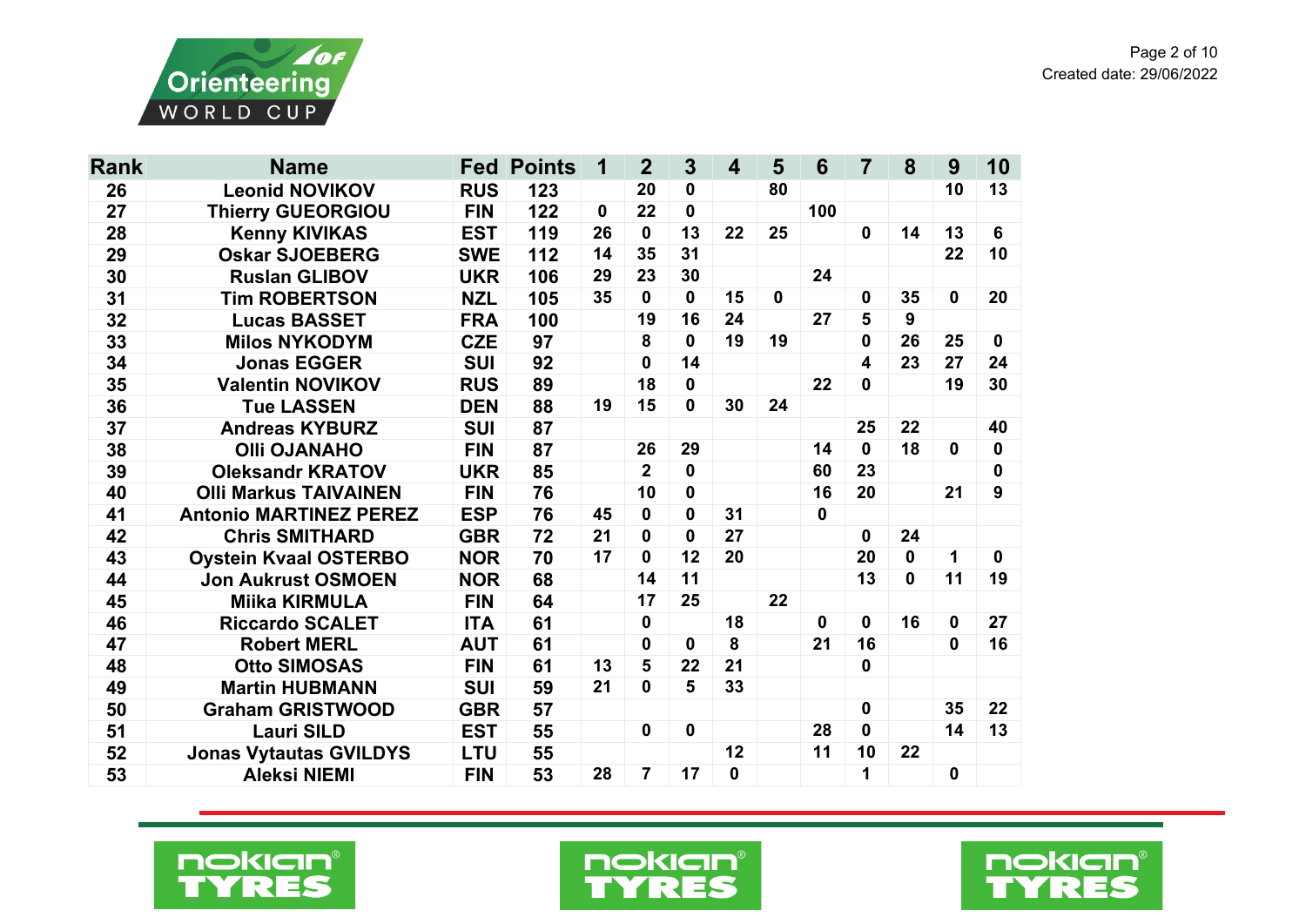| Rank | Name | Fed | Points | 1 | 2 | 3 | 4 | 5 | 6 | 7 | 8 | 9 | 10 |
|---|---|---|---|---|---|---|---|---|---|---|---|---|---|
| 26 | Leonid NOVIKOV | RUS | 123 | | 20 | 0 | | 80 | | | | 10 | 13 |
| 27 | Thierry GUEORGIOU | FIN | 122 | 0 | 22 | 0 | | | 100 | | | | |
| 28 | Kenny KIVIKAS | EST | 119 | 26 | 0 | 13 | 22 | 25 | | 0 | 14 | 13 | 6 |
| 29 | Oskar SJOEBERG | SWE | 112 | 14 | 35 | 31 | | | | | | 22 | 10 |
| 30 | Ruslan GLIBOV | UKR | 106 | 29 | 23 | 30 | | | 24 | | | | |
| 31 | Tim ROBERTSON | NZL | 105 | 35 | 0 | 0 | 15 | 0 | | 0 | 35 | 0 | 20 |
| 32 | Lucas BASSET | FRA | 100 | | 19 | 16 | 24 | | 27 | 5 | 9 | | |
| 33 | Milos NYKODYM | CZE | 97 | | 8 | 0 | 19 | 19 | | 0 | 26 | 25 | 0 |
| 34 | Jonas EGGER | SUI | 92 | | 0 | 14 | | | | 4 | 23 | 27 | 24 |
| 35 | Valentin NOVIKOV | RUS | 89 | | 18 | 0 | | | 22 | 0 | | 19 | 30 |
| 36 | Tue LASSEN | DEN | 88 | 19 | 15 | 0 | 30 | 24 | | | | | |
| 37 | Andreas KYBURZ | SUI | 87 | | | | | | | 25 | 22 | | 40 |
| 38 | Olli OJANAHO | FIN | 87 | | 26 | 29 | | | 14 | 0 | 18 | 0 | 0 |
| 39 | Oleksandr KRATOV | UKR | 85 | | 2 | 0 | | | 60 | 23 | | | 0 |
| 40 | Olli Markus TAIVAINEN | FIN | 76 | | 10 | 0 | | | 16 | 20 | | 21 | 9 |
| 41 | Antonio MARTINEZ PEREZ | ESP | 76 | 45 | 0 | 0 | 31 | | 0 | | | | |
| 42 | Chris SMITHARD | GBR | 72 | 21 | 0 | 0 | 27 | | | 0 | 24 | | |
| 43 | Oystein Kvaal OSTERBO | NOR | 70 | 17 | 0 | 12 | 20 | | | 20 | 0 | 1 | 0 |
| 44 | Jon Aukrust OSMOEN | NOR | 68 | | 14 | 11 | | | | 13 | 0 | 11 | 19 |
| 45 | Miika KIRMULA | FIN | 64 | | 17 | 25 | | 22 | | | | | |
| 46 | Riccardo SCALET | ITA | 61 | | 0 | | 18 | | 0 | 0 | 16 | 0 | 27 |
| 47 | Robert MERL | AUT | 61 | | 0 | 0 | 8 | | 21 | 16 | | 0 | 16 |
| 48 | Otto SIMOSAS | FIN | 61 | 13 | 5 | 22 | 21 | | | 0 | | | |
| 49 | Martin HUBMANN | SUI | 59 | 21 | 0 | 5 | 33 | | | | | | |
| 50 | Graham GRISTWOOD | GBR | 57 | | | | | | | 0 | | 35 | 22 |
| 51 | Lauri SILD | EST | 55 | | 0 | 0 | | | 28 | 0 | | 14 | 13 |
| 52 | Jonas Vytautas GVILDYS | LTU | 55 | | | | 12 | | 11 | 10 | 22 | | |
| 53 | Aleksi NIEMI | FIN | 53 | 28 | 7 | 17 | 0 | | | 1 | | 0 | |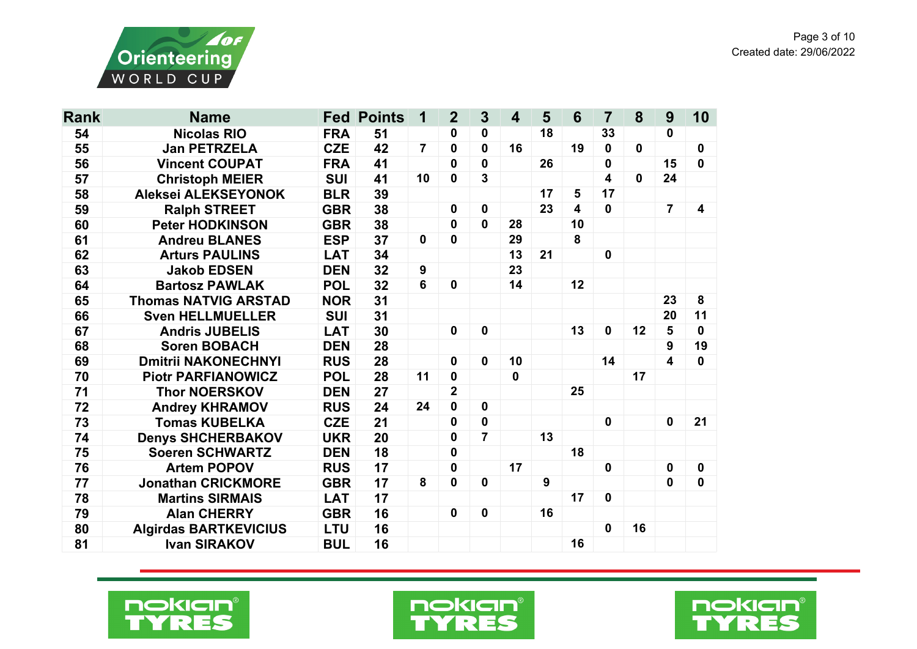| Rank | Name | Fed | Points | 1 | 2 | 3 | 4 | 5 | 6 | 7 | 8 | 9 | 10 |
|---|---|---|---|---|---|---|---|---|---|---|---|---|---|
| 54 | Nicolas RIO | FRA | 51 | | 0 | 0 | | 18 | | 33 | | 0 | |
| 55 | Jan PETRZELA | CZE | 42 | 7 | 0 | 0 | 16 | | 19 | 0 | 0 | | 0 |
| 56 | Vincent COUPAT | FRA | 41 | | 0 | 0 | | 26 | | 0 | | 15 | 0 |
| 57 | Christoph MEIER | SUI | 41 | 10 | 0 | 3 | | | | 4 | 0 | 24 | |
| 58 | Aleksei ALEKSEYONOK | BLR | 39 | | | | | 17 | 5 | 17 | | | |
| 59 | Ralph STREET | GBR | 38 | | 0 | 0 | | 23 | 4 | 0 | | 7 | 4 |
| 60 | Peter HODKINSON | GBR | 38 | | 0 | 0 | 28 | | 10 | | | | |
| 61 | Andreu BLANES | ESP | 37 | 0 | 0 | | 29 | | 8 | | | | |
| 62 | Arturs PAULINS | LAT | 34 | | | | 13 | 21 | | 0 | | | |
| 63 | Jakob EDSEN | DEN | 32 | 9 | | | 23 | | | | | | |
| 64 | Bartosz PAWLAK | POL | 32 | 6 | 0 | | 14 | | 12 | | | | |
| 65 | Thomas NATVIG ARSTAD | NOR | 31 | | | | | | | | | 23 | 8 |
| 66 | Sven HELLMUELLER | SUI | 31 | | | | | | | | | 20 | 11 |
| 67 | Andris JUBELIS | LAT | 30 | | 0 | 0 | | | 13 | 0 | 12 | 5 | 0 |
| 68 | Soren BOBACH | DEN | 28 | | | | | | | | | 9 | 19 |
| 69 | Dmitrii NAKONECHNYI | RUS | 28 | | 0 | 0 | 10 | | | 14 | | 4 | 0 |
| 70 | Piotr PARFIANOWICZ | POL | 28 | 11 | 0 | | 0 | | | | 17 | | |
| 71 | Thor NOERSKOV | DEN | 27 | | 2 | | | | 25 | | | | |
| 72 | Andrey KHRAMOV | RUS | 24 | 24 | 0 | 0 | | | | | | | |
| 73 | Tomas KUBELKA | CZE | 21 | | 0 | 0 | | | | 0 | | 0 | 21 |
| 74 | Denys SHCHERBAKOV | UKR | 20 | | 0 | 7 | | 13 | | | | | |
| 75 | Soeren SCHWARTZ | DEN | 18 | | 0 | | | | 18 | | | | |
| 76 | Artem POPOV | RUS | 17 | | 0 | | 17 | | | 0 | | 0 | 0 |
| 77 | Jonathan CRICKMORE | GBR | 17 | 8 | 0 | 0 | | 9 | | | | 0 | 0 |
| 78 | Martins SIRMAIS | LAT | 17 | | | | | | 17 | 0 | | | |
| 79 | Alan CHERRY | GBR | 16 | | 0 | 0 | | 16 | | | | | |
| 80 | Algirdas BARTKEVICIUS | LTU | 16 | | | | | | | 0 | 16 | | |
| 81 | Ivan SIRAKOV | BUL | 16 | | | | | | 16 | | | | |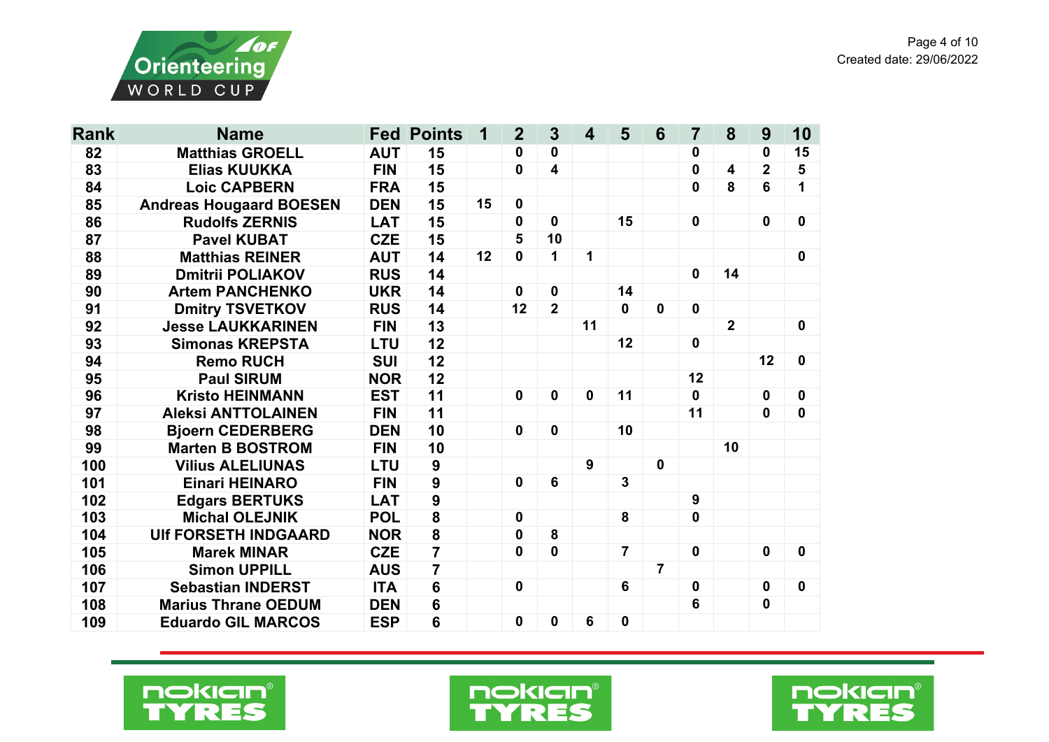| Rank | Name | Fed | Points | 1 | 2 | 3 | 4 | 5 | 6 | 7 | 8 | 9 | 10 |
|---|---|---|---|---|---|---|---|---|---|---|---|---|---|
| 82 | Matthias GROELL | AUT | 15 | | 0 | 0 | | | | 0 | | 0 | 15 |
| 83 | Elias KUUKKA | FIN | 15 | | 0 | 4 | | | | 0 | 4 | 2 | 5 |
| 84 | Loic CAPBERN | FRA | 15 | | | | | | | 0 | 8 | 6 | 1 |
| 85 | Andreas Hougaard BOESEN | DEN | 15 | 15 | 0 | | | | | | | | |
| 86 | Rudolfs ZERNIS | LAT | 15 | | 0 | 0 | | 15 | | 0 | | 0 | 0 |
| 87 | Pavel KUBAT | CZE | 15 | | 5 | 10 | | | | | | | |
| 88 | Matthias REINER | AUT | 14 | 12 | 0 | 1 | 1 | | | | | | 0 |
| 89 | Dmitrii POLIAKOV | RUS | 14 | | | | | | | 0 | 14 | | |
| 90 | Artem PANCHENKO | UKR | 14 | | 0 | 0 | | 14 | | | | | |
| 91 | Dmitry TSVETKOV | RUS | 14 | | 12 | 2 | | 0 | 0 | 0 | | | |
| 92 | Jesse LAUKKARINEN | FIN | 13 | | | | 11 | | | | 2 | | 0 |
| 93 | Simonas KREPSTA | LTU | 12 | | | | | 12 | | 0 | | | |
| 94 | Remo RUCH | SUI | 12 | | | | | | | | | 12 | 0 |
| 95 | Paul SIRUM | NOR | 12 | | | | | | | 12 | | | |
| 96 | Kristo HEINMANN | EST | 11 | | 0 | 0 | 0 | 11 | | 0 | | 0 | 0 |
| 97 | Aleksi ANTTOLAINEN | FIN | 11 | | | | | | | 11 | | 0 | 0 |
| 98 | Bjoern CEDERBERG | DEN | 10 | | 0 | 0 | | 10 | | | | | |
| 99 | Marten B BOSTROM | FIN | 10 | | | | | | | | 10 | | |
| 100 | Vilius ALELIUNAS | LTU | 9 | | | | 9 | | 0 | | | | |
| 101 | Einari HEINARO | FIN | 9 | | 0 | 6 | | 3 | | | | | |
| 102 | Edgars BERTUKS | LAT | 9 | | | | | | | 9 | | | |
| 103 | Michal OLEJNIK | POL | 8 | | 0 | | | 8 | | 0 | | | |
| 104 | Ulf FORSETH INDGAARD | NOR | 8 | | 0 | 8 | | | | | | | |
| 105 | Marek MINAR | CZE | 7 | | 0 | 0 | | 7 | | 0 | | 0 | 0 |
| 106 | Simon UPPILL | AUS | 7 | | | | | | 7 | | | | |
| 107 | Sebastian INDERST | ITA | 6 | | 0 | | | 6 | | 0 | | 0 | 0 |
| 108 | Marius Thrane OEDUM | DEN | 6 | | | | | | | 6 | | 0 | |
| 109 | Eduardo GIL MARCOS | ESP | 6 | | 0 | 0 | 6 | 0 | | | | | |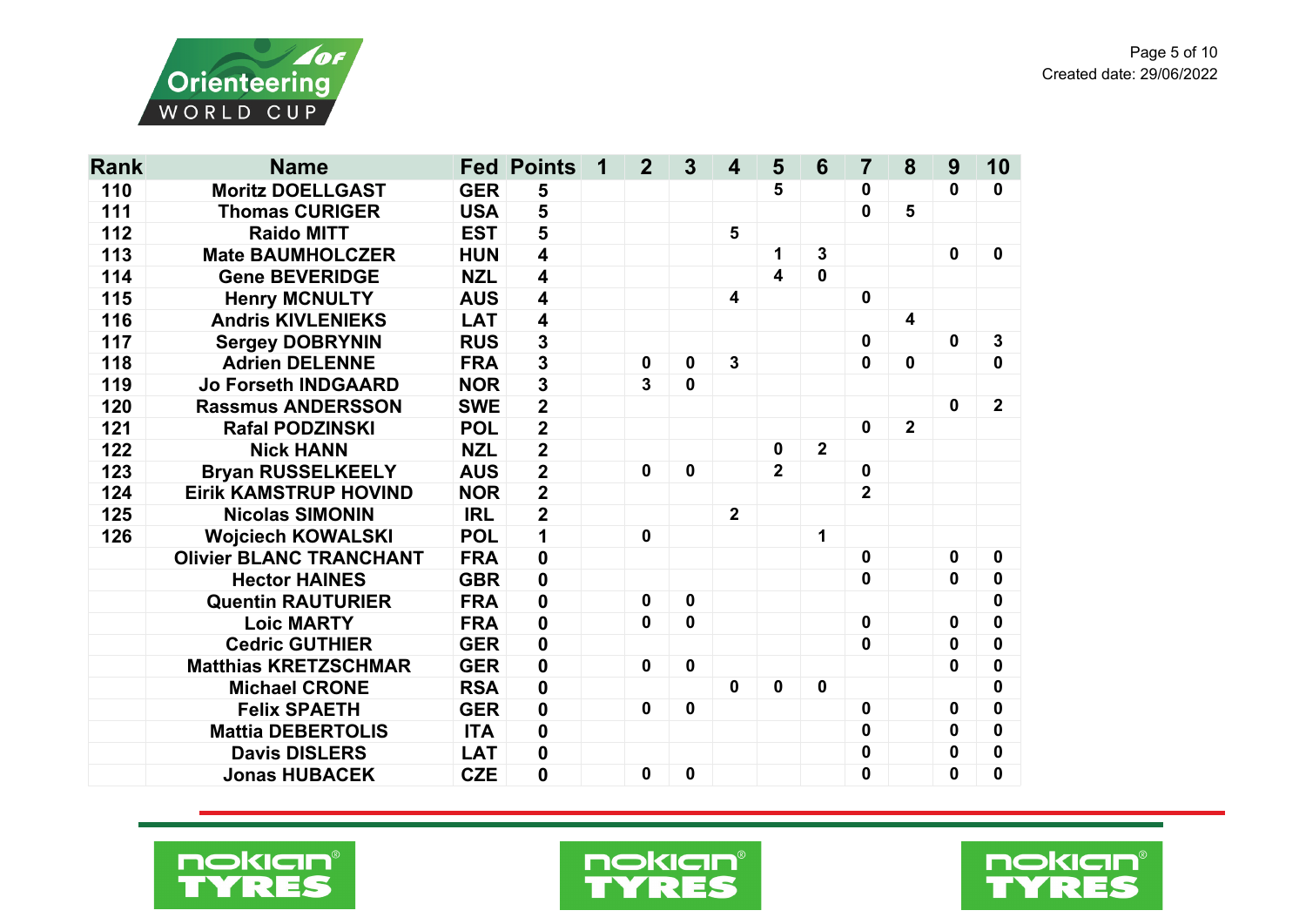| Rank | Name | Fed | Points | 1 | 2 | 3 | 4 | 5 | 6 | 7 | 8 | 9 | 10 |
|---|---|---|---|---|---|---|---|---|---|---|---|---|---|
| 110 | Moritz DOELLGAST | GER | 5 | | | | | 5 | | 0 | | 0 | 0 |
| 111 | Thomas CURIGER | USA | 5 | | | | | | | 0 | 5 | | |
| 112 | Raido MITT | EST | 5 | | | | 5 | | | | | | |
| 113 | Mate BAUMHOLCZER | HUN | 4 | | | | | 1 | 3 | | | 0 | 0 |
| 114 | Gene BEVERIDGE | NZL | 4 | | | | | 4 | 0 | | | | |
| 115 | Henry MCNULTY | AUS | 4 | | | | 4 | | | 0 | | | |
| 116 | Andris KIVLENIEKS | LAT | 4 | | | | | | | | 4 | | |
| 117 | Sergey DOBRYNIN | RUS | 3 | | | | | | | 0 | | 0 | 3 |
| 118 | Adrien DELENNE | FRA | 3 | | 0 | 0 | 3 | | | 0 | 0 | | 0 |
| 119 | Jo Forseth INDGAARD | NOR | 3 | | 3 | 0 | | | | | | | |
| 120 | Rassmus ANDERSSON | SWE | 2 | | | | | | | | | 0 | 2 |
| 121 | Rafal PODZINSKI | POL | 2 | | | | | | | 0 | 2 | | |
| 122 | Nick HANN | NZL | 2 | | | | | 0 | 2 | | | | |
| 123 | Bryan RUSSELKEELY | AUS | 2 | | 0 | 0 | | 2 | | 0 | | | |
| 124 | Eirik KAMSTRUP HOVIND | NOR | 2 | | | | | | | 2 | | | |
| 125 | Nicolas SIMONIN | IRL | 2 | | | | 2 | | | | | | |
| 126 | Wojciech KOWALSKI | POL | 1 | | 0 | | | | 1 | | | | |
| | Olivier BLANC TRANCHANT | FRA | 0 | | | | | | | 0 | | 0 | 0 |
| | Hector HAINES | GBR | 0 | | | | | | | 0 | | 0 | 0 |
| | Quentin RAUTURIER | FRA | 0 | | 0 | 0 | | | | | | | 0 |
| | Loic MARTY | FRA | 0 | | 0 | 0 | | | | 0 | | 0 | 0 |
| | Cedric GUTHIER | GER | 0 | | | | | | | 0 | | 0 | 0 |
| | Matthias KRETZSCHMAR | GER | 0 | | 0 | 0 | | | | | | 0 | 0 |
| | Michael CRONE | RSA | 0 | | | | 0 | 0 | 0 | | | | 0 |
| | Felix SPAETH | GER | 0 | | 0 | 0 | | | | 0 | | 0 | 0 |
| | Mattia DEBERTOLIS | ITA | 0 | | | | | | | 0 | | 0 | 0 |
| | Davis DISLERS | LAT | 0 | | | | | | | 0 | | 0 | 0 |
| | Jonas HUBACEK | CZE | 0 | | 0 | 0 | | | | 0 | | 0 | 0 |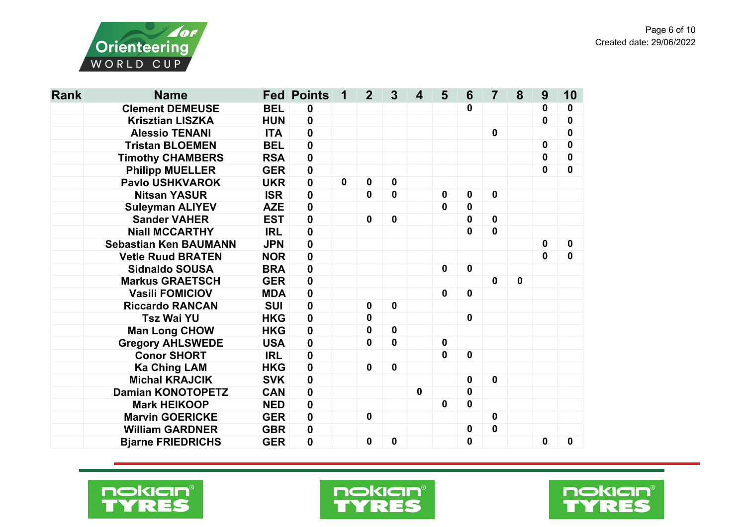| Rank | Name | Fed | Points | 1 | 2 | 3 | 4 | 5 | 6 | 7 | 8 | 9 | 10 |
|---|---|---|---|---|---|---|---|---|---|---|---|---|---|
| | Clement DEMEUSE | BEL | 0 | | | | | | 0 | | | 0 | 0 |
| | Krisztian LISZKA | HUN | 0 | | | | | | | | | 0 | 0 |
| | Alessio TENANI | ITA | 0 | | | | | | | 0 | | | 0 |
| | Tristan BLOEMEN | BEL | 0 | | | | | | | | | 0 | 0 |
| | Timothy CHAMBERS | RSA | 0 | | | | | | | | | 0 | 0 |
| | Philipp MUELLER | GER | 0 | | | | | | | | | 0 | 0 |
| | Pavlo USHKVAROK | UKR | 0 | 0 | 0 | 0 | | | | | | | |
| | Nitsan YASUR | ISR | 0 | | 0 | 0 | | 0 | 0 | 0 | | | |
| | Suleyman ALIYEV | AZE | 0 | | | | | 0 | 0 | | | | |
| | Sander VAHER | EST | 0 | | 0 | 0 | | | 0 | 0 | | | |
| | Niall MCCARTHY | IRL | 0 | | | | | | 0 | 0 | | | |
| | Sebastian Ken BAUMANN | JPN | 0 | | | | | | | | | 0 | 0 |
| | Vetle Ruud BRATEN | NOR | 0 | | | | | | | | | 0 | 0 |
| | Sidnaldo SOUSA | BRA | 0 | | | | | 0 | 0 | | | | |
| | Markus GRAETSCH | GER | 0 | | | | | | | 0 | 0 | | |
| | Vasili FOMICIOV | MDA | 0 | | | | | 0 | 0 | | | | |
| | Riccardo RANCAN | SUI | 0 | | 0 | 0 | | | | | | | |
| | Tsz Wai YU | HKG | 0 | | 0 | | | | 0 | | | | |
| | Man Long CHOW | HKG | 0 | | 0 | 0 | | | | | | | |
| | Gregory AHLSWEDE | USA | 0 | | 0 | 0 | | 0 | | | | | |
| | Conor SHORT | IRL | 0 | | | | | 0 | 0 | | | | |
| | Ka Ching LAM | HKG | 0 | | 0 | 0 | | | | | | | |
| | Michal KRAJCIK | SVK | 0 | | | | | | 0 | 0 | | | |
| | Damian KONOTOPETZ | CAN | 0 | | | | 0 | | 0 | | | | |
| | Mark HEIKOOP | NED | 0 | | | | | 0 | 0 | | | | |
| | Marvin GOERICKE | GER | 0 | | 0 | | | | | 0 | | | |
| | William GARDNER | GBR | 0 | | | | | | 0 | 0 | | | |
| | Bjarne FRIEDRICHS | GER | 0 | | 0 | 0 | | | 0 | | | 0 | 0 |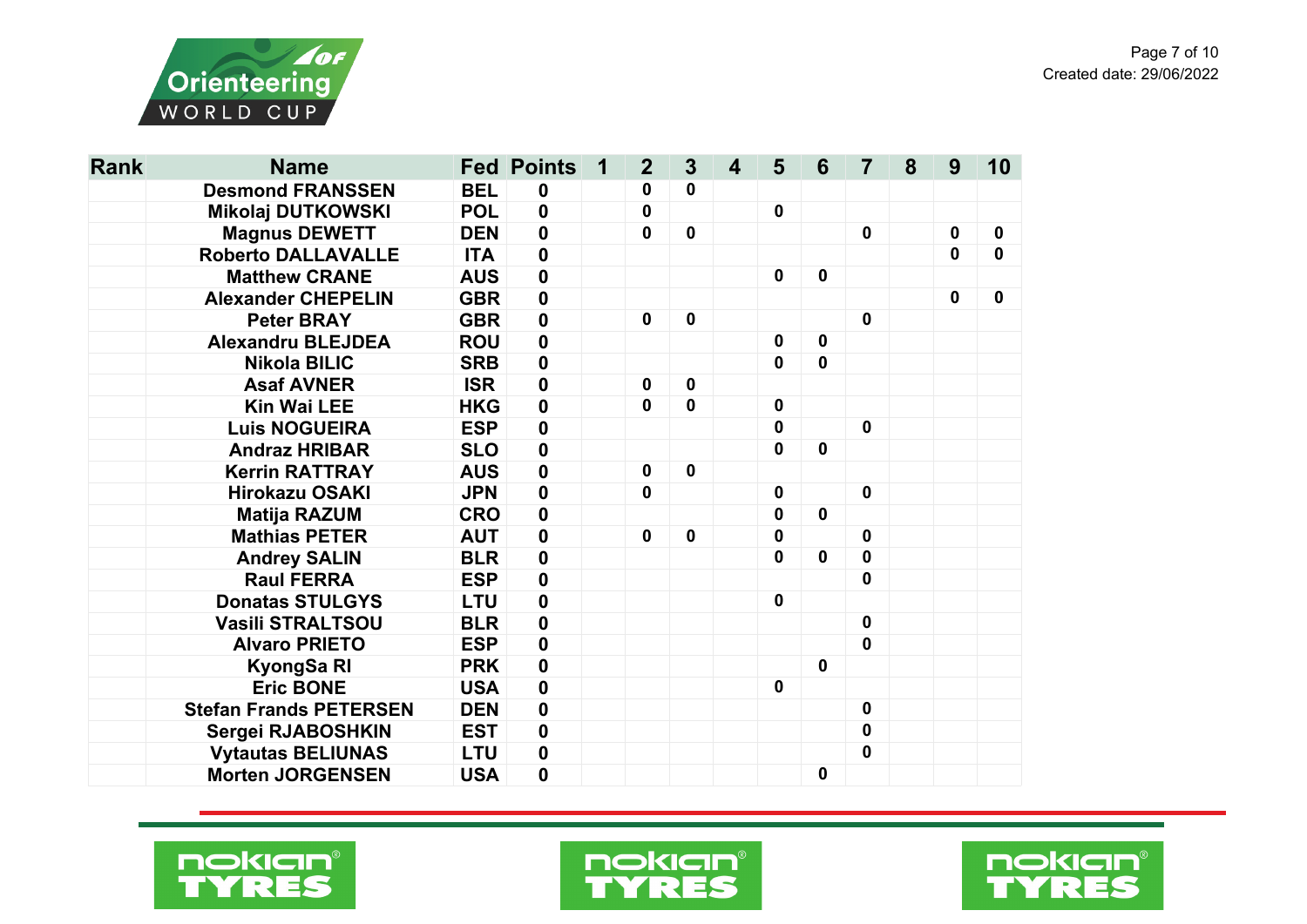| Rank | Name | Fed | Points | 1 | 2 | 3 | 4 | 5 | 6 | 7 | 8 | 9 | 10 |
|---|---|---|---|---|---|---|---|---|---|---|---|---|---|
| | Desmond FRANSSEN | BEL | 0 | | 0 | 0 | | | | | | | |
| | Mikolaj DUTKOWSKI | POL | 0 | | 0 | | | 0 | | | | | |
| | Magnus DEWETT | DEN | 0 | | 0 | 0 | | | | 0 | | 0 | 0 |
| | Roberto DALLAVALLE | ITA | 0 | | | | | | | | | 0 | 0 |
| | Matthew CRANE | AUS | 0 | | | | | 0 | 0 | | | | |
| | Alexander CHEPELIN | GBR | 0 | | | | | | | | | 0 | 0 |
| | Peter BRAY | GBR | 0 | | 0 | 0 | | | | 0 | | | |
| | Alexandru BLEJDEA | ROU | 0 | | | | | 0 | 0 | | | | |
| | Nikola BILIC | SRB | 0 | | | | | 0 | 0 | | | | |
| | Asaf AVNER | ISR | 0 | | 0 | 0 | | | | | | | |
| | Kin Wai LEE | HKG | 0 | | 0 | 0 | | 0 | | | | | |
| | Luis NOGUEIRA | ESP | 0 | | | | | 0 | | 0 | | | |
| | Andraz HRIBAR | SLO | 0 | | | | | 0 | 0 | | | | |
| | Kerrin RATTRAY | AUS | 0 | | 0 | 0 | | | | | | | |
| | Hirokazu OSAKI | JPN | 0 | | 0 | | | 0 | | 0 | | | |
| | Matija RAZUM | CRO | 0 | | | | | 0 | 0 | | | | |
| | Mathias PETER | AUT | 0 | | 0 | 0 | | 0 | | 0 | | | |
| | Andrey SALIN | BLR | 0 | | | | | 0 | 0 | 0 | | | |
| | Raul FERRA | ESP | 0 | | | | | | | 0 | | | |
| | Donatas STULGYS | LTU | 0 | | | | | 0 | | | | | |
| | Vasili STRALTSOU | BLR | 0 | | | | | | | 0 | | | |
| | Alvaro PRIETO | ESP | 0 | | | | | | | 0 | | | |
| | KyongSa RI | PRK | 0 | | | | | | 0 | | | | |
| | Eric BONE | USA | 0 | | | | | 0 | | | | | |
| | Stefan Frands PETERSEN | DEN | 0 | | | | | | | 0 | | | |
| | Sergei RJABOSHKIN | EST | 0 | | | | | | | 0 | | | |
| | Vytautas BELIUNAS | LTU | 0 | | | | | | | 0 | | | |
| | Morten JORGENSEN | USA | 0 | | | | | | 0 | | | | |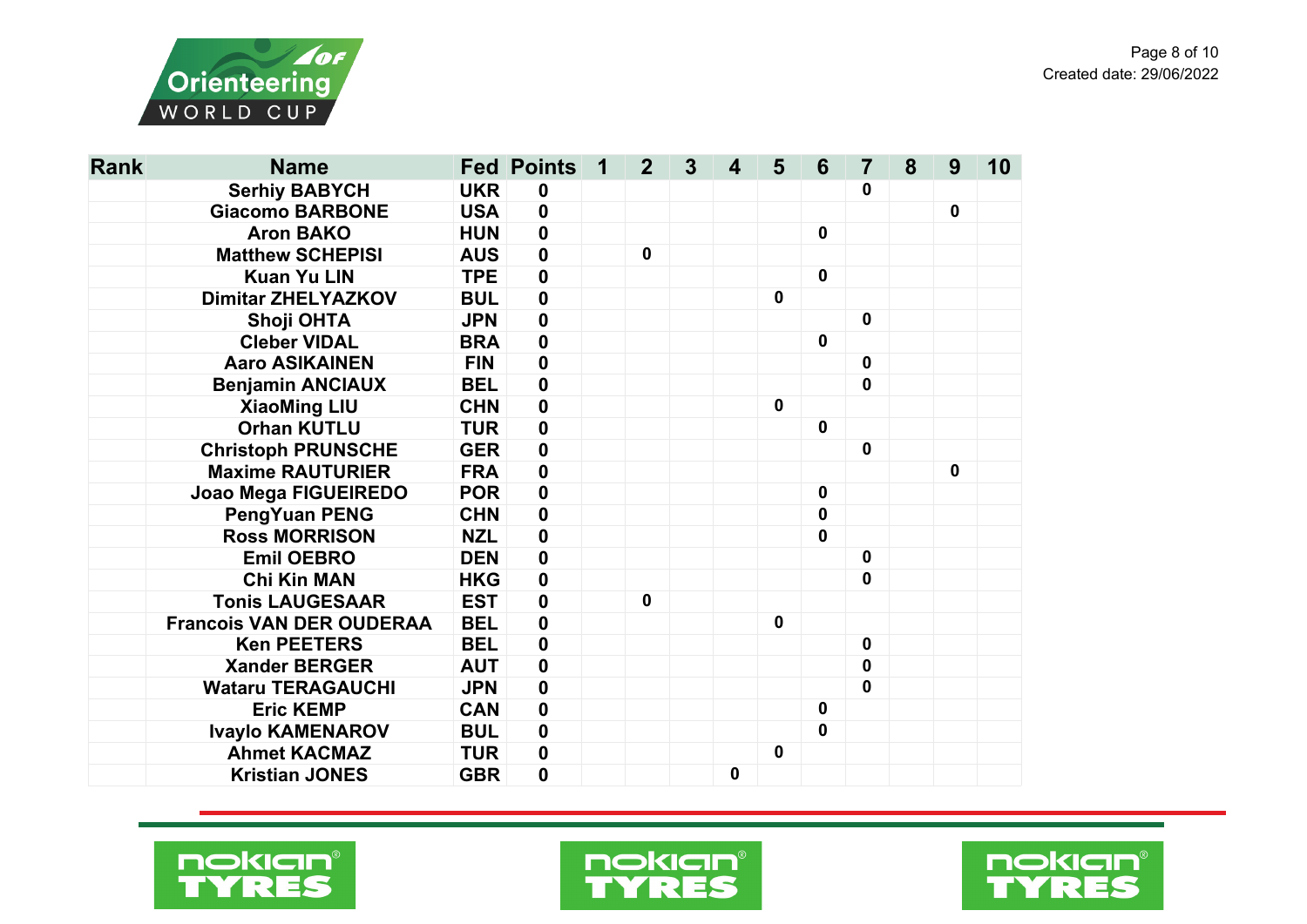| Rank | Name | Fed | Points | 1 | 2 | 3 | 4 | 5 | 6 | 7 | 8 | 9 | 10 |
|---|---|---|---|---|---|---|---|---|---|---|---|---|---|
| | Serhiy BABYCH | UKR | 0 | | | | | | | 0 | | | |
| | Giacomo BARBONE | USA | 0 | | | | | | | | | 0 | |
| | Aron BAKO | HUN | 0 | | | | | | 0 | | | | |
| | Matthew SCHEPISI | AUS | 0 | | 0 | | | | | | | | |
| | Kuan Yu LIN | TPE | 0 | | | | | | 0 | | | | |
| | Dimitar ZHELYAZKOV | BUL | 0 | | | | | 0 | | | | | |
| | Shoji OHTA | JPN | 0 | | | | | | | 0 | | | |
| | Cleber VIDAL | BRA | 0 | | | | | | 0 | | | | |
| | Aaro ASIKAINEN | FIN | 0 | | | | | | | 0 | | | |
| | Benjamin ANCIAUX | BEL | 0 | | | | | | | 0 | | | |
| | XiaoMing LIU | CHN | 0 | | | | | 0 | | | | | |
| | Orhan KUTLU | TUR | 0 | | | | | | 0 | | | | |
| | Christoph PRUNSCHE | GER | 0 | | | | | | | 0 | | | |
| | Maxime RAUTURIER | FRA | 0 | | | | | | | | | 0 | |
| | Joao Mega FIGUEIREDO | POR | 0 | | | | | | 0 | | | | |
| | PengYuan PENG | CHN | 0 | | | | | | 0 | | | | |
| | Ross MORRISON | NZL | 0 | | | | | | 0 | | | | |
| | Emil OEBRO | DEN | 0 | | | | | | | 0 | | | |
| | Chi Kin MAN | HKG | 0 | | | | | | | 0 | | | |
| | Tonis LAUGESAAR | EST | 0 | | 0 | | | | | | | | |
| | Francois VAN DER OUDERAA | BEL | 0 | | | | | 0 | | | | | |
| | Ken PEETERS | BEL | 0 | | | | | | | 0 | | | |
| | Xander BERGER | AUT | 0 | | | | | | | 0 | | | |
| | Wataru TERAGAUCHI | JPN | 0 | | | | | | | 0 | | | |
| | Eric KEMP | CAN | 0 | | | | | | 0 | | | | |
| | Ivaylo KAMENAROV | BUL | 0 | | | | | | 0 | | | | |
| | Ahmet KACMAZ | TUR | 0 | | | | | 0 | | | | | |
| | Kristian JONES | GBR | 0 | | | | 0 | | | | | | |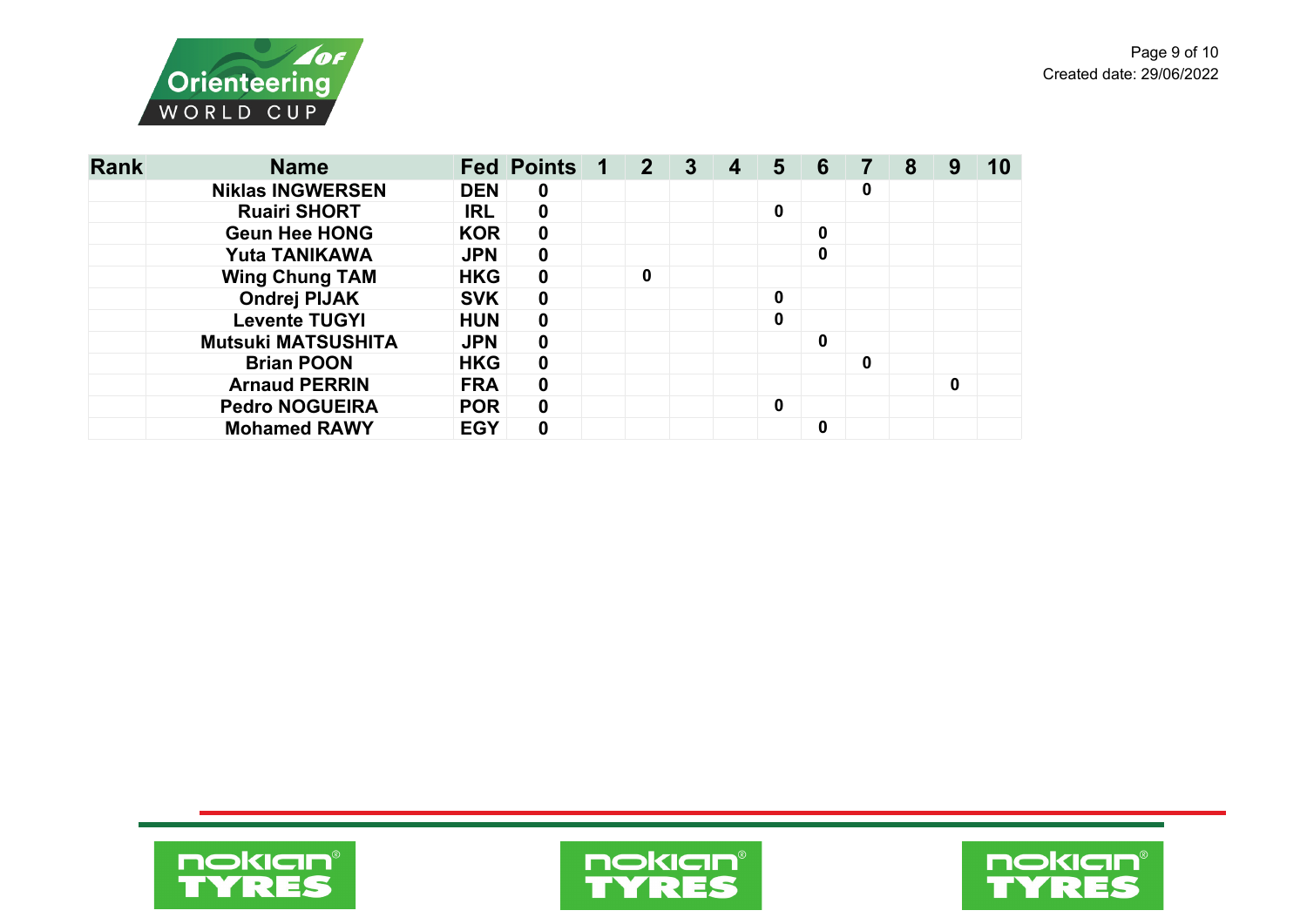| Rank | Name | Fed | Points | 1 | 2 | 3 | 4 | 5 | 6 | 7 | 8 | 9 | 10 |
|---|---|---|---|---|---|---|---|---|---|---|---|---|---|
| | Niklas INGWERSEN | DEN | 0 | | | | | | | 0 | | | |
| | Ruairi SHORT | IRL | 0 | | | | | 0 | | | | | |
| | Geun Hee HONG | KOR | 0 | | | | | | 0 | | | | |
| | Yuta TANIKAWA | JPN | 0 | | | | | | 0 | | | | |
| | Wing Chung TAM | HKG | 0 | | 0 | | | | | | | | |
| | Ondrej PIJAK | SVK | 0 | | | | | 0 | | | | | |
| | Levente TUGYI | HUN | 0 | | | | | 0 | | | | | |
| | Mutsuki MATSUSHITA | JPN | 0 | | | | | | 0 | | | | |
| | Brian POON | HKG | 0 | | | | | | | 0 | | | |
| | Arnaud PERRIN | FRA | 0 | | | | | | | | | 0 | |
| | Pedro NOGUEIRA | POR | 0 | | | | | 0 | | | | | |
| | Mohamed RAWY | EGY | 0 | | | | | | 0 | | | | |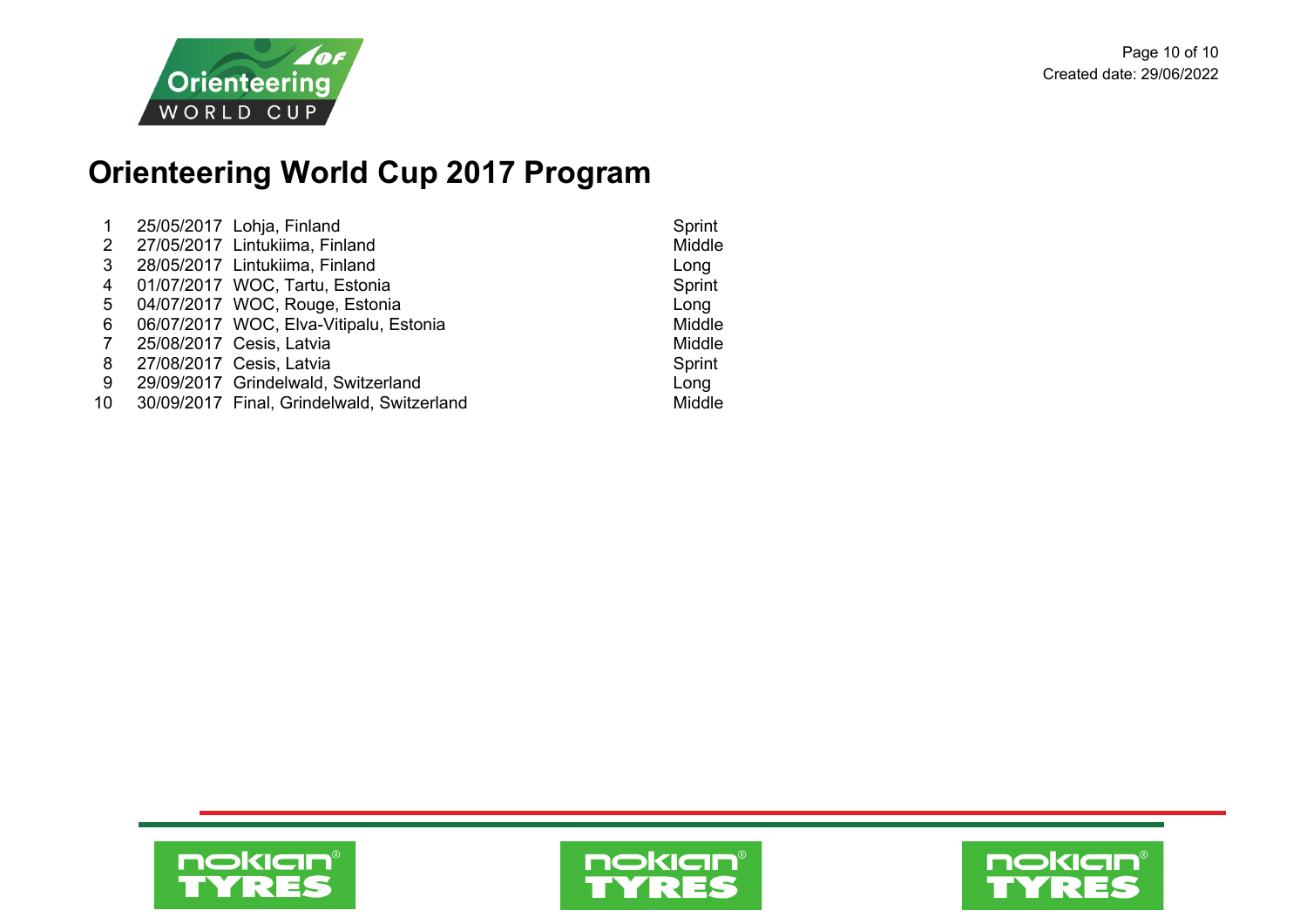# Orienteering World Cup 2017 Program

| | | | |
|---|---|---|---|
| 1 | 25/05/2017 | Lohja, Finland | Sprint |
| 2 | 27/05/2017 | Lintukiima, Finland | Middle |
| 3 | 28/05/2017 | Lintukiima, Finland | Long |
| 4 | 01/07/2017 | WOC, Tartu, Estonia | Sprint |
| 5 | 04/07/2017 | WOC, Rouge, Estonia | Long |
| 6 | 06/07/2017 | WOC, Elva-Vitipalu, Estonia | Middle |
| 7 | 25/08/2017 | Cesis, Latvia | Middle |
| 8 | 27/08/2017 | Cesis, Latvia | Sprint |
| 9 | 29/09/2017 | Grindelwald, Switzerland | Long |
| 10 | 30/09/2017 | Final, Grindelwald, Switzerland | Middle |